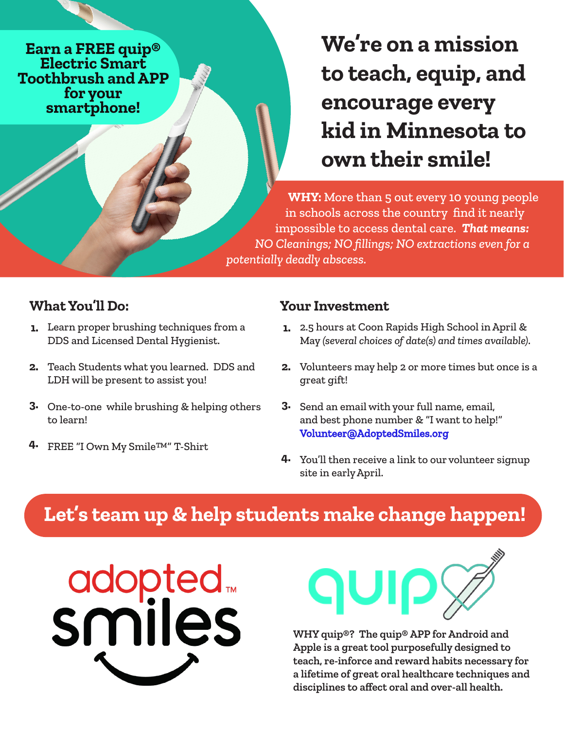**Earn a FREE quip® Electric Smart Toothbrush and APP for your smartphone!**

# We're on a mission to teach, equip, and encourage every kid in Minnesota to own their smile!

**WHY:** More than 5 out every 10 young people in schools across the country find it nearly impossible to access dental care. ***That means:*** *NO Cleanings; NO fillings; NO extractions even for a potentially deadly abscess.*

## What You'll Do:

1. Learn proper brushing techniques from a DDS and Licensed Dental Hygienist.
2. Teach Students what you learned. DDS and LDH will be present to assist you!
3. One-to-one while brushing & helping others to learn!
4. FREE "I Own My Smile™" T-Shirt

## Your Investment

1. 2.5 hours at Coon Rapids High School in April & May *(several choices of date(s) and times available).*
2. Volunteers may help 2 or more times but once is a great gift!
3. Send an email with your full name, email, and best phone number & "I want to help!" **Volunteer@AdoptedSmiles.org**
4. You'll then receive a link to our volunteer signup site in early April.

## Let's team up & help students make change happen!

adopted™ smiles

quip

**WHY quip®? The quip® APP for Android and Apple is a great tool purposefully designed to teach, re-inforce and reward habits necessary for a lifetime of great oral healthcare techniques and disciplines to affect oral and over-all health.**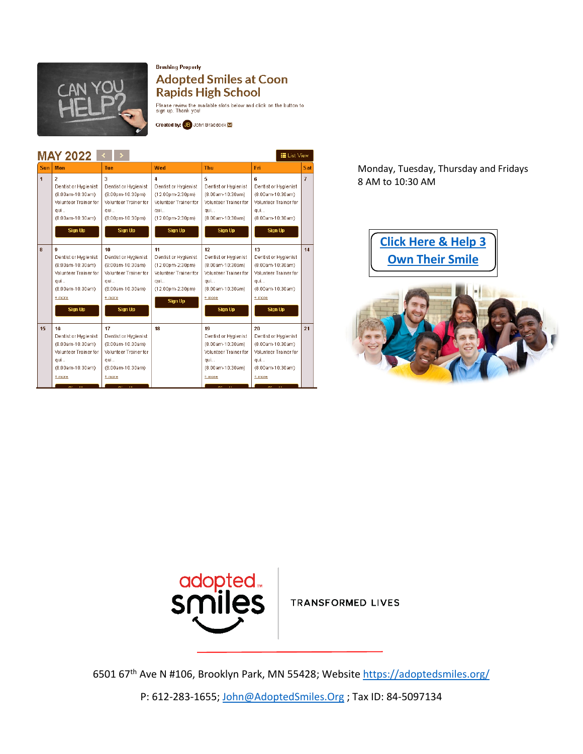Brushing Properly

## Adopted Smiles at Coon Rapids High School

Please review the available slots below and click on the button to sign up. Thank you!

Created by: JB John Braddock

**MAY 2022**

List View

| Sun | Mon | Tue | Wed | Thu | Fri | Sat |
|---|---|---|---|---|---|---|
| 1 | 2 Dentist or Hygienist (8:00am-10:30am) Volunteer Trainer for qui... (8:00am-10:30am) Sign Up | 3 Dentist or Hygienist (8:00pm-10:30pm) Volunteer Trainer for qui... (8:00pm-10:30pm) Sign Up | 4 Dentist or Hygienist (12:00pm-2:30pm) Volunteer Trainer for qui... (12:00pm-2:30pm) Sign Up | 5 Dentist or Hygienist (8:00am-10:30am) Volunteer Trainer for qui... (8:00am-10:30am) Sign Up | 6 Dentist or Hygienist (8:00am-10:30am) Volunteer Trainer for qui... (8:00am-10:30am) Sign Up | 7 |
| 8 | 9 Dentist or Hygienist (8:00am-10:30am) Volunteer Trainer for qui... (8:00am-10:30am) + more Sign Up | 10 Dentist or Hygienist (8:00am-10:30am) Volunteer Trainer for qui... (8:00am-10:30am) + more Sign Up | 11 Dentist or Hygienist (12:00pm-2:30pm) Volunteer Trainer for qui... (12:00pm-2:30pm) Sign Up | 12 Dentist or Hygienist (8:00am-10:30am) Volunteer Trainer for qui... (8:00am-10:30am) + more Sign Up | 13 Dentist or Hygienist (8:00am-10:30am) Volunteer Trainer for qui... (8:00am-10:30am) + more Sign Up | 14 |
| 15 | 16 Dentist or Hygienist (8:00am-10:30am) Volunteer Trainer for qui... (8:00am-10:30am) + more | 17 Dentist or Hygienist (8:00am-10:30am) Volunteer Trainer for qui... (8:00am-10:30am) + more | 18 | 19 Dentist or Hygienist (8:00am-10:30am) Volunteer Trainer for qui... (8:00am-10:30am) + more | 20 Dentist or Hygienist (8:00am-10:30am) Volunteer Trainer for qui... (8:00am-10:30am) + more | 21 |

Monday, Tuesday, Thursday and Fridays
8 AM to 10:30 AM

**Click Here & Help 3 Own Their Smile**

adopted smiles

TRANSFORMED LIVES

6501 67th Ave N #106, Brooklyn Park, MN 55428; Website https://adoptedsmiles.org/

P: 612-283-1655; John@AdoptedSmiles.Org ; Tax ID: 84-5097134